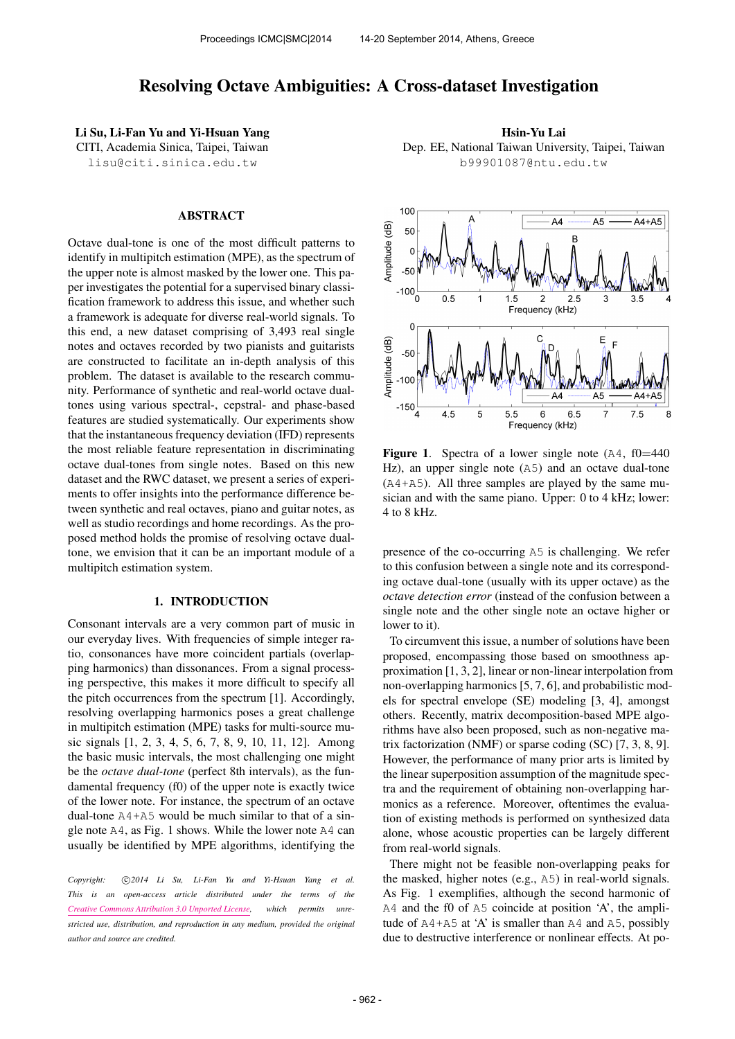# Resolving Octave Ambiguities: A Cross-dataset Investigation

**Li Su, Li-Fan Yu and Yi-Hsuan Yang**
CITI, Academia Sinica, Taipei, Taiwan
lisu@citi.sinica.edu.tw

**Hsin-Yu Lai**
Dep. EE, National Taiwan University, Taipei, Taiwan
b99901087@ntu.edu.tw

## ABSTRACT

Octave dual-tone is one of the most difficult patterns to identify in multipitch estimation (MPE), as the spectrum of the upper note is almost masked by the lower one. This paper investigates the potential for a supervised binary classification framework to address this issue, and whether such a framework is adequate for diverse real-world signals. To this end, a new dataset comprising of 3,493 real single notes and octaves recorded by two pianists and guitarists are constructed to facilitate an in-depth analysis of this problem. The dataset is available to the research community. Performance of synthetic and real-world octave dual-tones using various spectral-, cepstral- and phase-based features are studied systematically. Our experiments show that the instantaneous frequency deviation (IFD) represents the most reliable feature representation in discriminating octave dual-tones from single notes. Based on this new dataset and the RWC dataset, we present a series of experiments to offer insights into the performance difference between synthetic and real octaves, piano and guitar notes, as well as studio recordings and home recordings. As the proposed method holds the promise of resolving octave dual-tone, we envision that it can be an important module of a multipitch estimation system.

## 1. INTRODUCTION

Consonant intervals are a very common part of music in our everyday lives. With frequencies of simple integer ratio, consonances have more coincident partials (overlapping harmonics) than dissonances. From a signal processing perspective, this makes it more difficult to specify all the pitch occurrences from the spectrum [1]. Accordingly, resolving overlapping harmonics poses a great challenge in multipitch estimation (MPE) tasks for multi-source music signals [1, 2, 3, 4, 5, 6, 7, 8, 9, 10, 11, 12]. Among the basic music intervals, the most challenging one might be the *octave dual-tone* (perfect 8th intervals), as the fundamental frequency (f0) of the upper note is exactly twice of the lower note. For instance, the spectrum of an octave dual-tone A4+A5 would be much similar to that of a single note A4, as Fig. 1 shows. While the lower note A4 can usually be identified by MPE algorithms, identifying the presence of the co-occurring A5 is challenging. We refer to this confusion between a single note and its corresponding octave dual-tone (usually with its upper octave) as the *octave detection error* (instead of the confusion between a single note and the other single note an octave higher or lower to it).

**Figure 1**. Spectra of a lower single note (A4, f0=440 Hz), an upper single note (A5) and an octave dual-tone (A4+A5). All three samples are played by the same musician and with the same piano. Upper: 0 to 4 kHz; lower: 4 to 8 kHz.

To circumvent this issue, a number of solutions have been proposed, encompassing those based on smoothness approximation [1, 3, 2], linear or non-linear interpolation from non-overlapping harmonics [5, 7, 6], and probabilistic models for spectral envelope (SE) modeling [3, 4], amongst others. Recently, matrix decomposition-based MPE algorithms have also been proposed, such as non-negative matrix factorization (NMF) or sparse coding (SC) [7, 3, 8, 9]. However, the performance of many prior arts is limited by the linear superposition assumption of the magnitude spectra and the requirement of obtaining non-overlapping harmonics as a reference. Moreover, oftentimes the evaluation of existing methods is performed on synthesized data alone, whose acoustic properties can be largely different from real-world signals.

There might not be feasible non-overlapping peaks for the masked, higher notes (e.g., A5) in real-world signals. As Fig. 1 exemplifies, although the second harmonic of A4 and the f0 of A5 coincide at position 'A', the amplitude of A4+A5 at 'A' is smaller than A4 and A5, possibly due to destructive interference or nonlinear effects. At po-

*Copyright: ©2014 Li Su, Li-Fan Yu and Yi-Hsuan Yang et al. This is an open-access article distributed under the terms of the Creative Commons Attribution 3.0 Unported License, which permits unrestricted use, distribution, and reproduction in any medium, provided the original author and source are credited.*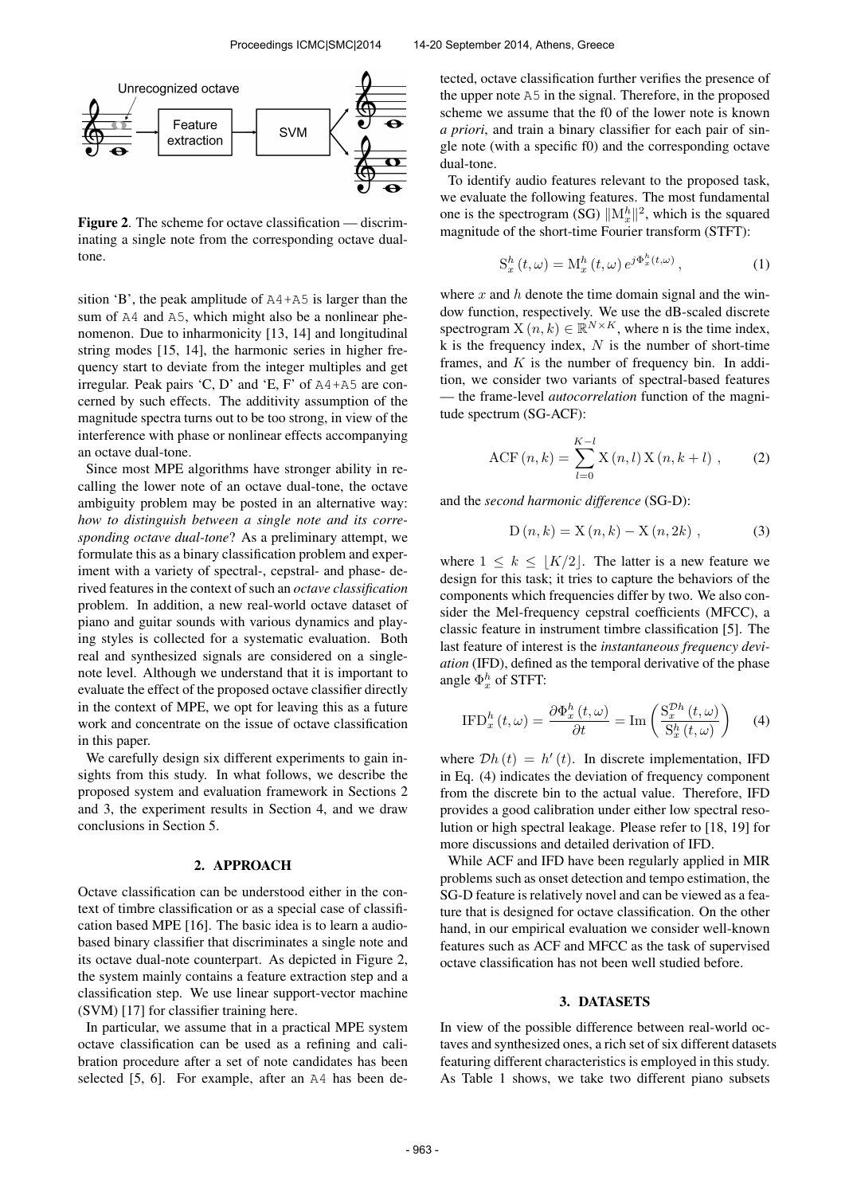**Figure 2**. The scheme for octave classification — discriminating a single note from the corresponding octave dual-tone.

sition 'B', the peak amplitude of A4+A5 is larger than the sum of A4 and A5, which might also be a nonlinear phenomenon. Due to inharmonicity [13, 14] and longitudinal string modes [15, 14], the harmonic series in higher frequency start to deviate from the integer multiples and get irregular. Peak pairs 'C, D' and 'E, F' of A4+A5 are concerned by such effects. The additivity assumption of the magnitude spectra turns out to be too strong, in view of the interference with phase or nonlinear effects accompanying an octave dual-tone.

Since most MPE algorithms have stronger ability in recalling the lower note of an octave dual-tone, the octave ambiguity problem may be posted in an alternative way: *how to distinguish between a single note and its corresponding octave dual-tone*? As a preliminary attempt, we formulate this as a binary classification problem and experiment with a variety of spectral-, cepstral- and phase- derived features in the context of such an *octave classification* problem. In addition, a new real-world octave dataset of piano and guitar sounds with various dynamics and playing styles is collected for a systematic evaluation. Both real and synthesized signals are considered on a single-note level. Although we understand that it is important to evaluate the effect of the proposed octave classifier directly in the context of MPE, we opt for leaving this as a future work and concentrate on the issue of octave classification in this paper.

We carefully design six different experiments to gain insights from this study. In what follows, we describe the proposed system and evaluation framework in Sections 2 and 3, the experiment results in Section 4, and we draw conclusions in Section 5.

## 2. APPROACH

Octave classification can be understood either in the context of timbre classification or as a special case of classification based MPE [16]. The basic idea is to learn a audio-based binary classifier that discriminates a single note and its octave dual-note counterpart. As depicted in Figure 2, the system mainly contains a feature extraction step and a classification step. We use linear support-vector machine (SVM) [17] for classifier training here.

In particular, we assume that in a practical MPE system octave classification can be used as a refining and calibration procedure after a set of note candidates has been selected [5, 6]. For example, after an A4 has been detected, octave classification further verifies the presence of the upper note A5 in the signal. Therefore, in the proposed scheme we assume that the f0 of the lower note is known *a priori*, and train a binary classifier for each pair of single note (with a specific f0) and the corresponding octave dual-tone.

To identify audio features relevant to the proposed task, we evaluate the following features. The most fundamental one is the spectrogram (SG) $\|\mathrm{M}_x^h\|^2$, which is the squared magnitude of the short-time Fourier transform (STFT):

$$\mathrm{S}_x^h(t,\omega) = \mathrm{M}_x^h(t,\omega)\, e^{j\Phi_x^h(t,\omega)}\,, \qquad (1)$$

where $x$ and $h$ denote the time domain signal and the window function, respectively. We use the dB-scaled discrete spectrogram $\mathrm{X}(n,k) \in \mathbb{R}^{N\times K}$, where n is the time index, k is the frequency index, $N$ is the number of short-time frames, and $K$ is the number of frequency bin. In addition, we consider two variants of spectral-based features — the frame-level *autocorrelation* function of the magnitude spectrum (SG-ACF):

$$\mathrm{ACF}(n,k) = \sum_{l=0}^{K-l} \mathrm{X}(n,l)\,\mathrm{X}(n,k+l)\,, \qquad (2)$$

and the *second harmonic difference* (SG-D):

$$\mathrm{D}(n,k) = \mathrm{X}(n,k) - \mathrm{X}(n,2k)\,, \qquad (3)$$

where $1 \leq k \leq \lfloor K/2 \rfloor$. The latter is a new feature we design for this task; it tries to capture the behaviors of the components which frequencies differ by two. We also consider the Mel-frequency cepstral coefficients (MFCC), a classic feature in instrument timbre classification [5]. The last feature of interest is the *instantaneous frequency deviation* (IFD), defined as the temporal derivative of the phase angle $\Phi_x^h$ of STFT:

$$\mathrm{IFD}_x^h(t,\omega) = \frac{\partial \Phi_x^h(t,\omega)}{\partial t} = \mathrm{Im}\left(\frac{\mathrm{S}_x^{\mathcal{D}h}(t,\omega)}{\mathrm{S}_x^h(t,\omega)}\right) \qquad (4)$$

where $\mathcal{D}h(t) = h'(t)$. In discrete implementation, IFD in Eq. (4) indicates the deviation of frequency component from the discrete bin to the actual value. Therefore, IFD provides a good calibration under either low spectral resolution or high spectral leakage. Please refer to [18, 19] for more discussions and detailed derivation of IFD.

While ACF and IFD have been regularly applied in MIR problems such as onset detection and tempo estimation, the SG-D feature is relatively novel and can be viewed as a feature that is designed for octave classification. On the other hand, in our empirical evaluation we consider well-known features such as ACF and MFCC as the task of supervised octave classification has not been well studied before.

## 3. DATASETS

In view of the possible difference between real-world octaves and synthesized ones, a rich set of six different datasets featuring different characteristics is employed in this study. As Table 1 shows, we take two different piano subsets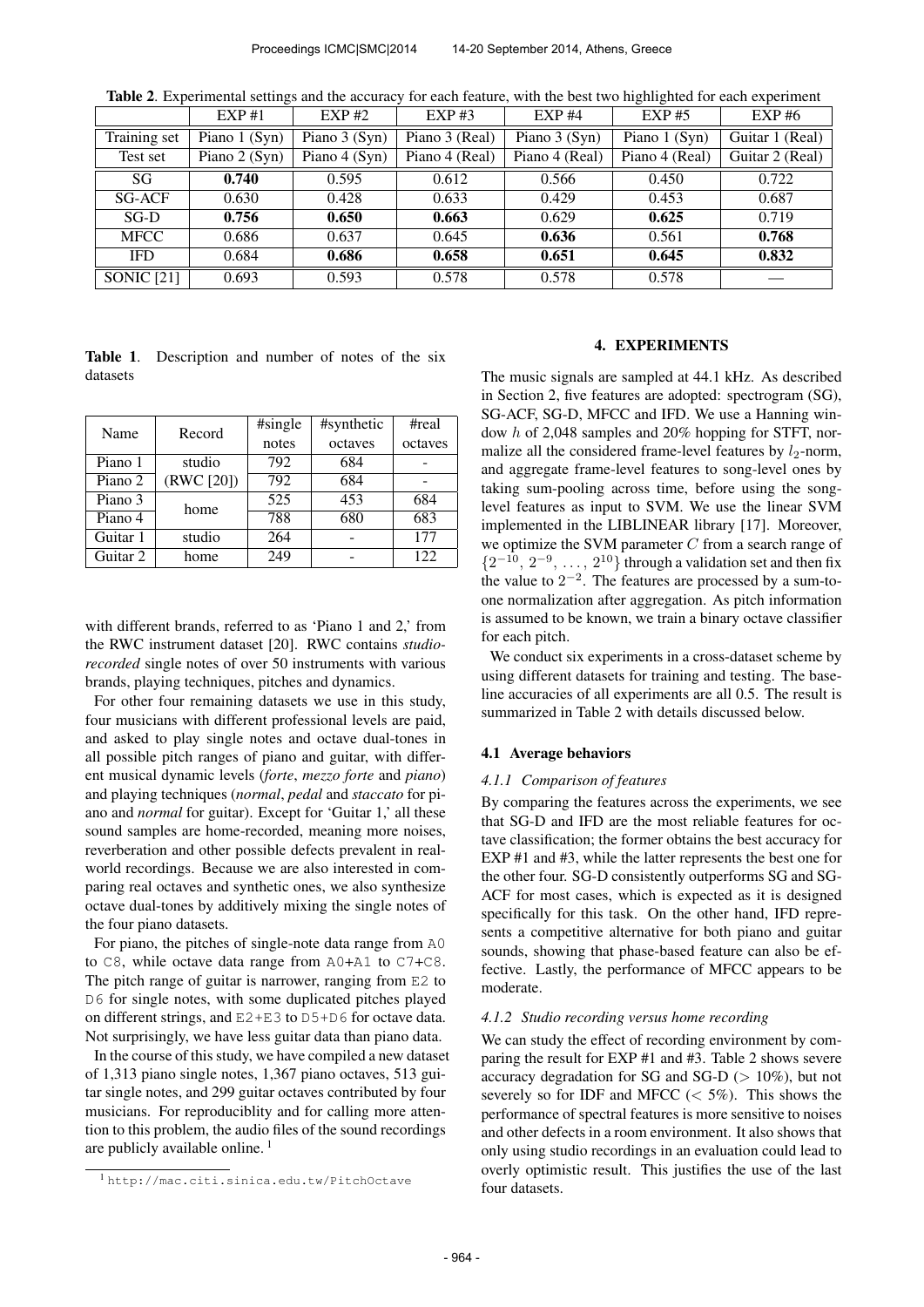**Table 2**. Experimental settings and the accuracy for each feature, with the best two highlighted for each experiment

| | EXP #1 | EXP #2 | EXP #3 | EXP #4 | EXP #5 | EXP #6 |
|---|---|---|---|---|---|---|
| Training set | Piano 1 (Syn) | Piano 3 (Syn) | Piano 3 (Real) | Piano 3 (Syn) | Piano 1 (Syn) | Guitar 1 (Real) |
| Test set | Piano 2 (Syn) | Piano 4 (Syn) | Piano 4 (Real) | Piano 4 (Real) | Piano 4 (Real) | Guitar 2 (Real) |
| SG | **0.740** | 0.595 | 0.612 | 0.566 | 0.450 | 0.722 |
| SG-ACF | 0.630 | 0.428 | 0.633 | 0.429 | 0.453 | 0.687 |
| SG-D | **0.756** | **0.650** | **0.663** | 0.629 | **0.625** | 0.719 |
| MFCC | 0.686 | 0.637 | 0.645 | **0.636** | 0.561 | **0.768** |
| IFD | 0.684 | **0.686** | **0.658** | **0.651** | **0.645** | **0.832** |
| SONIC [21] | 0.693 | 0.593 | 0.578 | 0.578 | 0.578 | — |

**Table 1**. Description and number of notes of the six datasets

| Name | Record | #single notes | #synthetic octaves | #real octaves |
|---|---|---|---|---|
| Piano 1 | studio (RWC [20]) | 792 | 684 | - |
| Piano 2 | | 792 | 684 | - |
| Piano 3 | home | 525 | 453 | 684 |
| Piano 4 | | 788 | 680 | 683 |
| Guitar 1 | studio | 264 | - | 177 |
| Guitar 2 | home | 249 | - | 122 |

with different brands, referred to as 'Piano 1 and 2,' from the RWC instrument dataset [20]. RWC contains *studio-recorded* single notes of over 50 instruments with various brands, playing techniques, pitches and dynamics.

For other four remaining datasets we use in this study, four musicians with different professional levels are paid, and asked to play single notes and octave dual-tones in all possible pitch ranges of piano and guitar, with different musical dynamic levels (*forte*, *mezzo forte* and *piano*) and playing techniques (*normal*, *pedal* and *staccato* for piano and *normal* for guitar). Except for 'Guitar 1,' all these sound samples are home-recorded, meaning more noises, reverberation and other possible defects prevalent in real-world recordings. Because we are also interested in comparing real octaves and synthetic ones, we also synthesize octave dual-tones by additively mixing the single notes of the four piano datasets.

For piano, the pitches of single-note data range from A0 to C8, while octave data range from A0+A1 to C7+C8. The pitch range of guitar is narrower, ranging from E2 to D6 for single notes, with some duplicated pitches played on different strings, and E2+E3 to D5+D6 for octave data. Not surprisingly, we have less guitar data than piano data.

In the course of this study, we have compiled a new dataset of 1,313 piano single notes, 1,367 piano octaves, 513 guitar single notes, and 299 guitar octaves contributed by four musicians. For reproduciblity and for calling more attention to this problem, the audio files of the sound recordings are publicly available online. [1]

[1] http://mac.citi.sinica.edu.tw/PitchOctave

## 4. EXPERIMENTS

The music signals are sampled at 44.1 kHz. As described in Section 2, five features are adopted: spectrogram (SG), SG-ACF, SG-D, MFCC and IFD. We use a Hanning window $h$ of 2,048 samples and 20% hopping for STFT, normalize all the considered frame-level features by $l_2$-norm, and aggregate frame-level features to song-level ones by taking sum-pooling across time, before using the song-level features as input to SVM. We use the linear SVM implemented in the LIBLINEAR library [17]. Moreover, we optimize the SVM parameter $C$ from a search range of $\{2^{-10}, 2^{-9}, \ldots, 2^{10}\}$ through a validation set and then fix the value to $2^{-2}$. The features are processed by a sum-to-one normalization after aggregation. As pitch information is assumed to be known, we train a binary octave classifier for each pitch.

We conduct six experiments in a cross-dataset scheme by using different datasets for training and testing. The baseline accuracies of all experiments are all 0.5. The result is summarized in Table 2 with details discussed below.

### 4.1 Average behaviors

#### 4.1.1 Comparison of features

By comparing the features across the experiments, we see that SG-D and IFD are the most reliable features for octave classification; the former obtains the best accuracy for EXP #1 and #3, while the latter represents the best one for the other four. SG-D consistently outperforms SG and SG-ACF for most cases, which is expected as it is designed specifically for this task. On the other hand, IFD represents a competitive alternative for both piano and guitar sounds, showing that phase-based feature can also be effective. Lastly, the performance of MFCC appears to be moderate.

#### 4.1.2 Studio recording versus home recording

We can study the effect of recording environment by comparing the result for EXP #1 and #3. Table 2 shows severe accuracy degradation for SG and SG-D ($> 10\%$), but not severely so for IDF and MFCC ($< 5\%$). This shows the performance of spectral features is more sensitive to noises and other defects in a room environment. It also shows that only using studio recordings in an evaluation could lead to overly optimistic result. This justifies the use of the last four datasets.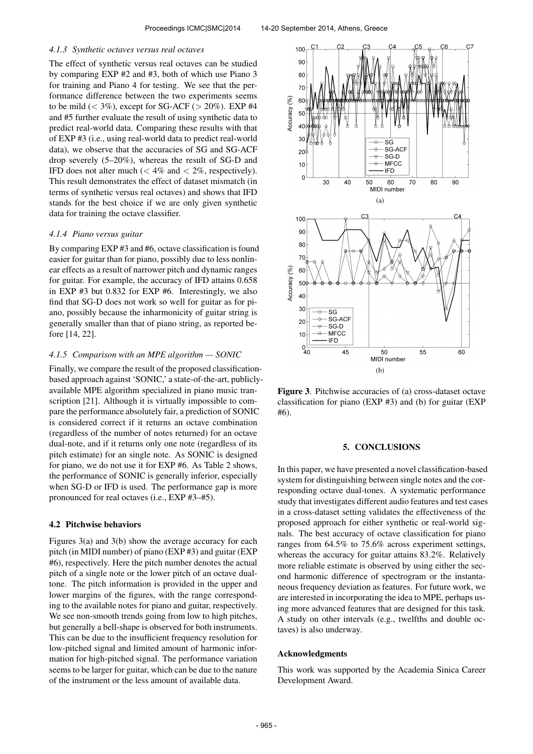#### 4.1.3 Synthetic octaves versus real octaves

The effect of synthetic versus real octaves can be studied by comparing EXP #2 and #3, both of which use Piano 3 for training and Piano 4 for testing. We see that the performance difference between the two experiments seems to be mild ($< 3\%$), except for SG-ACF ($> 20\%$). EXP #4 and #5 further evaluate the result of using synthetic data to predict real-world data. Comparing these results with that of EXP #3 (i.e., using real-world data to predict real-world data), we observe that the accuracies of SG and SG-ACF drop severely (5–20%), whereas the result of SG-D and IFD does not alter much ($< 4\%$ and $< 2\%$, respectively). This result demonstrates the effect of dataset mismatch (in terms of synthetic versus real octaves) and shows that IFD stands for the best choice if we are only given synthetic data for training the octave classifier.

#### 4.1.4 Piano versus guitar

By comparing EXP #3 and #6, octave classification is found easier for guitar than for piano, possibly due to less nonlinear effects as a result of narrower pitch and dynamic ranges for guitar. For example, the accuracy of IFD attains 0.658 in EXP #3 but 0.832 for EXP #6. Interestingly, we also find that SG-D does not work so well for guitar as for piano, possibly because the inharmonicity of guitar string is generally smaller than that of piano string, as reported before [14, 22].

#### 4.1.5 Comparison with an MPE algorithm — SONIC

Finally, we compare the result of the proposed classification-based approach against 'SONIC,' a state-of-the-art, publicly-available MPE algorithm specialized in piano music transcription [21]. Although it is virtually impossible to compare the performance absolutely fair, a prediction of SONIC is considered correct if it returns an octave combination (regardless of the number of notes returned) for an octave dual-note, and if it returns only one note (regardless of its pitch estimate) for an single note. As SONIC is designed for piano, we do not use it for EXP #6. As Table 2 shows, the performance of SONIC is generally inferior, especially when SG-D or IFD is used. The performance gap is more pronounced for real octaves (i.e., EXP #3–#5).

### 4.2 Pitchwise behaviors

Figures 3(a) and 3(b) show the average accuracy for each pitch (in MIDI number) of piano (EXP #3) and guitar (EXP #6), respectively. Here the pitch number denotes the actual pitch of a single note or the lower pitch of an octave dual-tone. The pitch information is provided in the upper and lower margins of the figures, with the range corresponding to the available notes for piano and guitar, respectively. We see non-smooth trends going from low to high pitches, but generally a bell-shape is observed for both instruments. This can be due to the insufficient frequency resolution for low-pitched signal and limited amount of harmonic information for high-pitched signal. The performance variation seems to be larger for guitar, which can be due to the nature of the instrument or the less amount of available data.

**Figure 3**. Pitchwise accuracies of (a) cross-dataset octave classification for piano (EXP #3) and (b) for guitar (EXP #6).

## 5. CONCLUSIONS

In this paper, we have presented a novel classification-based system for distinguishing between single notes and the corresponding octave dual-tones. A systematic performance study that investigates different audio features and test cases in a cross-dataset setting validates the effectiveness of the proposed approach for either synthetic or real-world signals. The best accuracy of octave classification for piano ranges from 64.5% to 75.6% across experiment settings, whereas the accuracy for guitar attains 83.2%. Relatively more reliable estimate is observed by using either the second harmonic difference of spectrogram or the instantaneous frequency deviation as features. For future work, we are interested in incorporating the idea to MPE, perhaps using more advanced features that are designed for this task. A study on other intervals (e.g., twelfths and double octaves) is also underway.

### Acknowledgments

This work was supported by the Academia Sinica Career Development Award.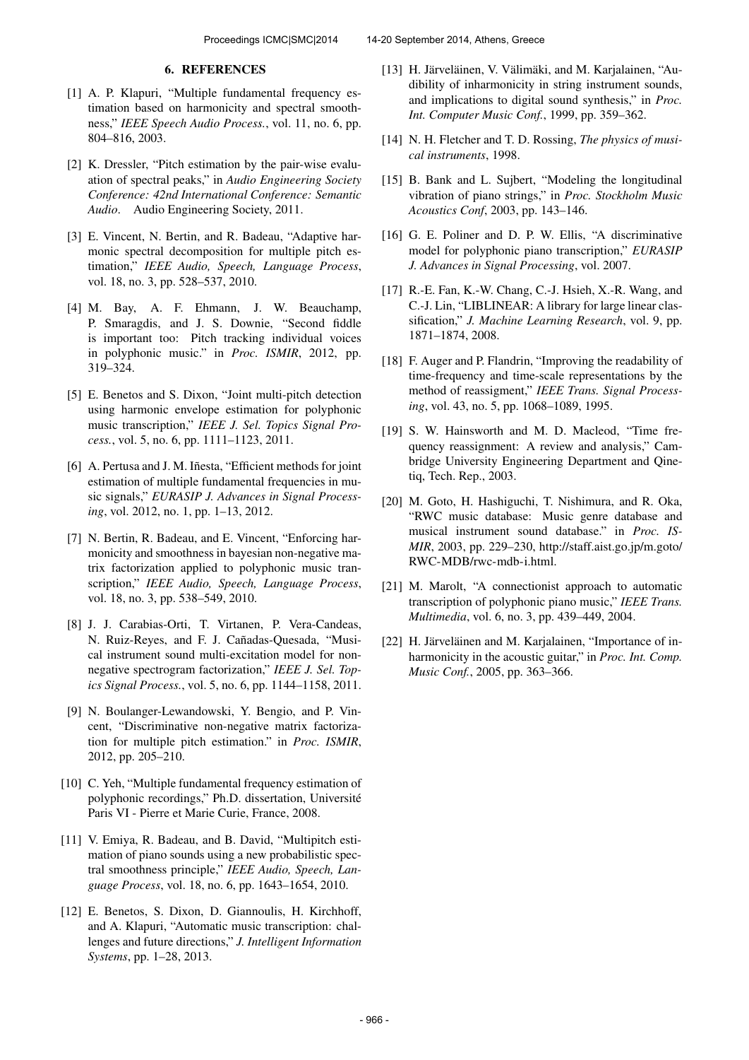## 6. REFERENCES

[1] A. P. Klapuri, "Multiple fundamental frequency estimation based on harmonicity and spectral smoothness," *IEEE Speech Audio Process.*, vol. 11, no. 6, pp. 804–816, 2003.

[2] K. Dressler, "Pitch estimation by the pair-wise evaluation of spectral peaks," in *Audio Engineering Society Conference: 42nd International Conference: Semantic Audio*. Audio Engineering Society, 2011.

[3] E. Vincent, N. Bertin, and R. Badeau, "Adaptive harmonic spectral decomposition for multiple pitch estimation," *IEEE Audio, Speech, Language Process*, vol. 18, no. 3, pp. 528–537, 2010.

[4] M. Bay, A. F. Ehmann, J. W. Beauchamp, P. Smaragdis, and J. S. Downie, "Second fiddle is important too: Pitch tracking individual voices in polyphonic music." in *Proc. ISMIR*, 2012, pp. 319–324.

[5] E. Benetos and S. Dixon, "Joint multi-pitch detection using harmonic envelope estimation for polyphonic music transcription," *IEEE J. Sel. Topics Signal Process.*, vol. 5, no. 6, pp. 1111–1123, 2011.

[6] A. Pertusa and J. M. Iñesta, "Efficient methods for joint estimation of multiple fundamental frequencies in music signals," *EURASIP J. Advances in Signal Processing*, vol. 2012, no. 1, pp. 1–13, 2012.

[7] N. Bertin, R. Badeau, and E. Vincent, "Enforcing harmonicity and smoothness in bayesian non-negative matrix factorization applied to polyphonic music transcription," *IEEE Audio, Speech, Language Process*, vol. 18, no. 3, pp. 538–549, 2010.

[8] J. J. Carabias-Orti, T. Virtanen, P. Vera-Candeas, N. Ruiz-Reyes, and F. J. Cañadas-Quesada, "Musical instrument sound multi-excitation model for non-negative spectrogram factorization," *IEEE J. Sel. Topics Signal Process.*, vol. 5, no. 6, pp. 1144–1158, 2011.

[9] N. Boulanger-Lewandowski, Y. Bengio, and P. Vincent, "Discriminative non-negative matrix factorization for multiple pitch estimation." in *Proc. ISMIR*, 2012, pp. 205–210.

[10] C. Yeh, "Multiple fundamental frequency estimation of polyphonic recordings," Ph.D. dissertation, Université Paris VI - Pierre et Marie Curie, France, 2008.

[11] V. Emiya, R. Badeau, and B. David, "Multipitch estimation of piano sounds using a new probabilistic spectral smoothness principle," *IEEE Audio, Speech, Language Process*, vol. 18, no. 6, pp. 1643–1654, 2010.

[12] E. Benetos, S. Dixon, D. Giannoulis, H. Kirchhoff, and A. Klapuri, "Automatic music transcription: challenges and future directions," *J. Intelligent Information Systems*, pp. 1–28, 2013.

[13] H. Järveläinen, V. Välimäki, and M. Karjalainen, "Audibility of inharmonicity in string instrument sounds, and implications to digital sound synthesis," in *Proc. Int. Computer Music Conf.*, 1999, pp. 359–362.

[14] N. H. Fletcher and T. D. Rossing, *The physics of musical instruments*, 1998.

[15] B. Bank and L. Sujbert, "Modeling the longitudinal vibration of piano strings," in *Proc. Stockholm Music Acoustics Conf*, 2003, pp. 143–146.

[16] G. E. Poliner and D. P. W. Ellis, "A discriminative model for polyphonic piano transcription," *EURASIP J. Advances in Signal Processing*, vol. 2007.

[17] R.-E. Fan, K.-W. Chang, C.-J. Hsieh, X.-R. Wang, and C.-J. Lin, "LIBLINEAR: A library for large linear classification," *J. Machine Learning Research*, vol. 9, pp. 1871–1874, 2008.

[18] F. Auger and P. Flandrin, "Improving the readability of time-frequency and time-scale representations by the method of reassigment," *IEEE Trans. Signal Processing*, vol. 43, no. 5, pp. 1068–1089, 1995.

[19] S. W. Hainsworth and M. D. Macleod, "Time frequency reassignment: A review and analysis," Cambridge University Engineering Department and Qinetiq, Tech. Rep., 2003.

[20] M. Goto, H. Hashiguchi, T. Nishimura, and R. Oka, "RWC music database: Music genre database and musical instrument sound database." in *Proc. ISMIR*, 2003, pp. 229–230, http://staff.aist.go.jp/m.goto/RWC-MDB/rwc-mdb-i.html.

[21] M. Marolt, "A connectionist approach to automatic transcription of polyphonic piano music," *IEEE Trans. Multimedia*, vol. 6, no. 3, pp. 439–449, 2004.

[22] H. Järveläinen and M. Karjalainen, "Importance of inharmonicity in the acoustic guitar," in *Proc. Int. Comp. Music Conf.*, 2005, pp. 363–366.